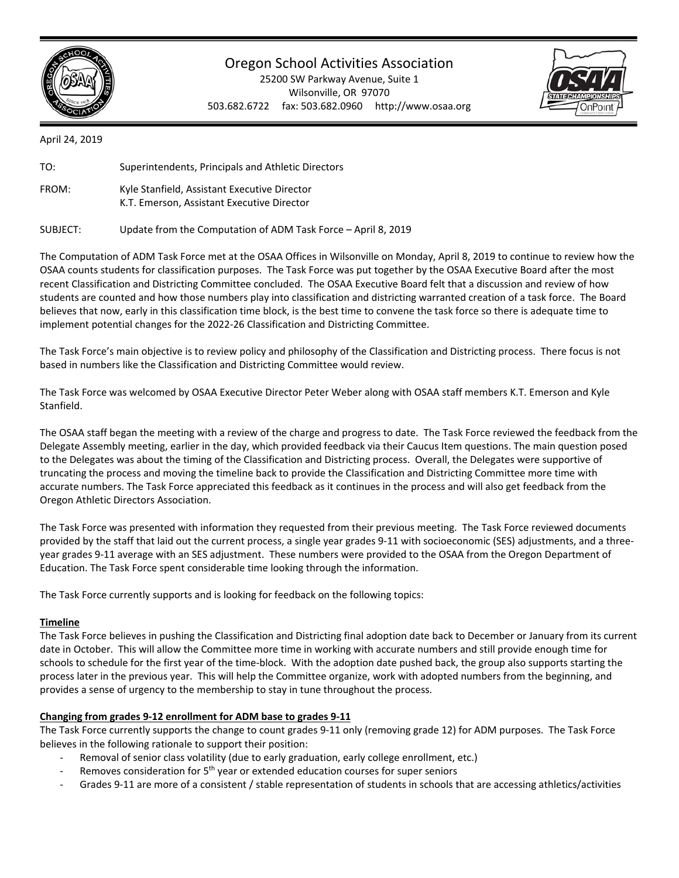# Oregon School Activities Association

25200 SW Parkway Avenue, Suite 1
Wilsonville, OR 97070
503.682.6722 fax: 503.682.0960 http://www.osaa.org

April 24, 2019

TO: Superintendents, Principals and Athletic Directors

FROM: Kyle Stanfield, Assistant Executive Director
K.T. Emerson, Assistant Executive Director

SUBJECT: Update from the Computation of ADM Task Force – April 8, 2019

The Computation of ADM Task Force met at the OSAA Offices in Wilsonville on Monday, April 8, 2019 to continue to review how the OSAA counts students for classification purposes. The Task Force was put together by the OSAA Executive Board after the most recent Classification and Districting Committee concluded. The OSAA Executive Board felt that a discussion and review of how students are counted and how those numbers play into classification and districting warranted creation of a task force. The Board believes that now, early in this classification time block, is the best time to convene the task force so there is adequate time to implement potential changes for the 2022-26 Classification and Districting Committee.

The Task Force's main objective is to review policy and philosophy of the Classification and Districting process. There focus is not based in numbers like the Classification and Districting Committee would review.

The Task Force was welcomed by OSAA Executive Director Peter Weber along with OSAA staff members K.T. Emerson and Kyle Stanfield.

The OSAA staff began the meeting with a review of the charge and progress to date. The Task Force reviewed the feedback from the Delegate Assembly meeting, earlier in the day, which provided feedback via their Caucus Item questions. The main question posed to the Delegates was about the timing of the Classification and Districting process. Overall, the Delegates were supportive of truncating the process and moving the timeline back to provide the Classification and Districting Committee more time with accurate numbers. The Task Force appreciated this feedback as it continues in the process and will also get feedback from the Oregon Athletic Directors Association.

The Task Force was presented with information they requested from their previous meeting. The Task Force reviewed documents provided by the staff that laid out the current process, a single year grades 9-11 with socioeconomic (SES) adjustments, and a three-year grades 9-11 average with an SES adjustment. These numbers were provided to the OSAA from the Oregon Department of Education. The Task Force spent considerable time looking through the information.

The Task Force currently supports and is looking for feedback on the following topics:

**Timeline**

The Task Force believes in pushing the Classification and Districting final adoption date back to December or January from its current date in October. This will allow the Committee more time in working with accurate numbers and still provide enough time for schools to schedule for the first year of the time-block. With the adoption date pushed back, the group also supports starting the process later in the previous year. This will help the Committee organize, work with adopted numbers from the beginning, and provides a sense of urgency to the membership to stay in tune throughout the process.

**Changing from grades 9-12 enrollment for ADM base to grades 9-11**

The Task Force currently supports the change to count grades 9-11 only (removing grade 12) for ADM purposes. The Task Force believes in the following rationale to support their position:

- Removal of senior class volatility (due to early graduation, early college enrollment, etc.)
- Removes consideration for 5th year or extended education courses for super seniors
- Grades 9-11 are more of a consistent / stable representation of students in schools that are accessing athletics/activities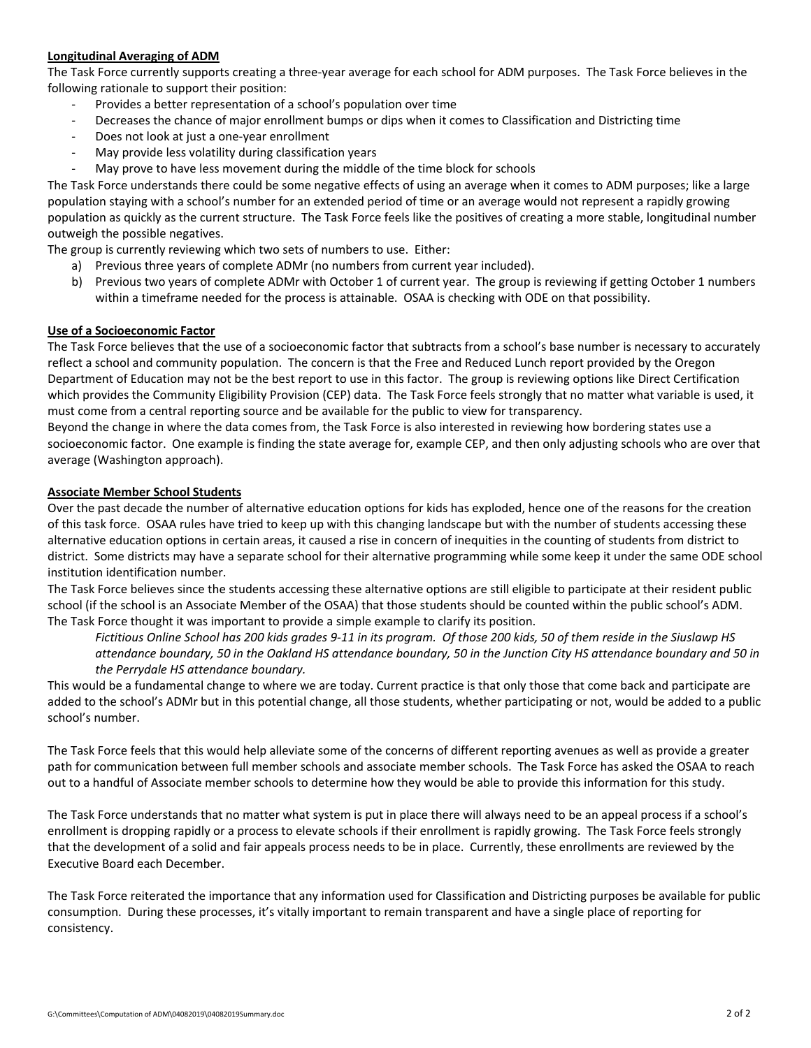**Longitudinal Averaging of ADM**

The Task Force currently supports creating a three-year average for each school for ADM purposes. The Task Force believes in the following rationale to support their position:

- Provides a better representation of a school's population over time
- Decreases the chance of major enrollment bumps or dips when it comes to Classification and Districting time
- Does not look at just a one-year enrollment
- May provide less volatility during classification years
- May prove to have less movement during the middle of the time block for schools

The Task Force understands there could be some negative effects of using an average when it comes to ADM purposes; like a large population staying with a school's number for an extended period of time or an average would not represent a rapidly growing population as quickly as the current structure. The Task Force feels like the positives of creating a more stable, longitudinal number outweigh the possible negatives.

The group is currently reviewing which two sets of numbers to use. Either:

a) Previous three years of complete ADMr (no numbers from current year included).
b) Previous two years of complete ADMr with October 1 of current year. The group is reviewing if getting October 1 numbers within a timeframe needed for the process is attainable. OSAA is checking with ODE on that possibility.

**Use of a Socioeconomic Factor**

The Task Force believes that the use of a socioeconomic factor that subtracts from a school's base number is necessary to accurately reflect a school and community population. The concern is that the Free and Reduced Lunch report provided by the Oregon Department of Education may not be the best report to use in this factor. The group is reviewing options like Direct Certification which provides the Community Eligibility Provision (CEP) data. The Task Force feels strongly that no matter what variable is used, it must come from a central reporting source and be available for the public to view for transparency.

Beyond the change in where the data comes from, the Task Force is also interested in reviewing how bordering states use a socioeconomic factor. One example is finding the state average for, example CEP, and then only adjusting schools who are over that average (Washington approach).

**Associate Member School Students**

Over the past decade the number of alternative education options for kids has exploded, hence one of the reasons for the creation of this task force. OSAA rules have tried to keep up with this changing landscape but with the number of students accessing these alternative education options in certain areas, it caused a rise in concern of inequities in the counting of students from district to district. Some districts may have a separate school for their alternative programming while some keep it under the same ODE school institution identification number.

The Task Force believes since the students accessing these alternative options are still eligible to participate at their resident public school (if the school is an Associate Member of the OSAA) that those students should be counted within the public school's ADM. The Task Force thought it was important to provide a simple example to clarify its position.

> *Fictitious Online School has 200 kids grades 9-11 in its program. Of those 200 kids, 50 of them reside in the Siuslawp HS attendance boundary, 50 in the Oakland HS attendance boundary, 50 in the Junction City HS attendance boundary and 50 in the Perrydale HS attendance boundary.*

This would be a fundamental change to where we are today. Current practice is that only those that come back and participate are added to the school's ADMr but in this potential change, all those students, whether participating or not, would be added to a public school's number.

The Task Force feels that this would help alleviate some of the concerns of different reporting avenues as well as provide a greater path for communication between full member schools and associate member schools. The Task Force has asked the OSAA to reach out to a handful of Associate member schools to determine how they would be able to provide this information for this study.

The Task Force understands that no matter what system is put in place there will always need to be an appeal process if a school's enrollment is dropping rapidly or a process to elevate schools if their enrollment is rapidly growing. The Task Force feels strongly that the development of a solid and fair appeals process needs to be in place. Currently, these enrollments are reviewed by the Executive Board each December.

The Task Force reiterated the importance that any information used for Classification and Districting purposes be available for public consumption. During these processes, it's vitally important to remain transparent and have a single place of reporting for consistency.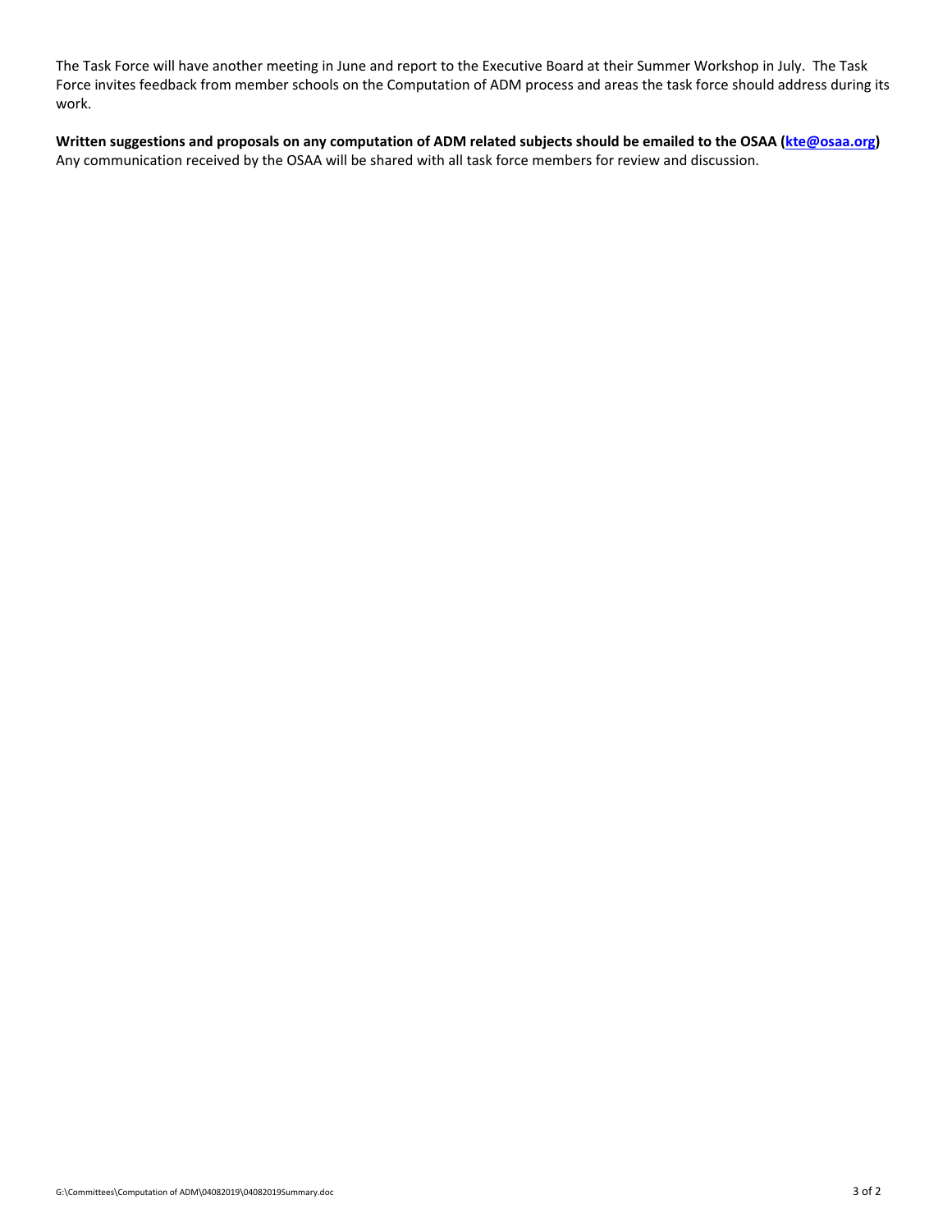The Task Force will have another meeting in June and report to the Executive Board at their Summer Workshop in July. The Task Force invites feedback from member schools on the Computation of ADM process and areas the task force should address during its work.

**Written suggestions and proposals on any computation of ADM related subjects should be emailed to the OSAA (kte@osaa.org)**
Any communication received by the OSAA will be shared with all task force members for review and discussion.